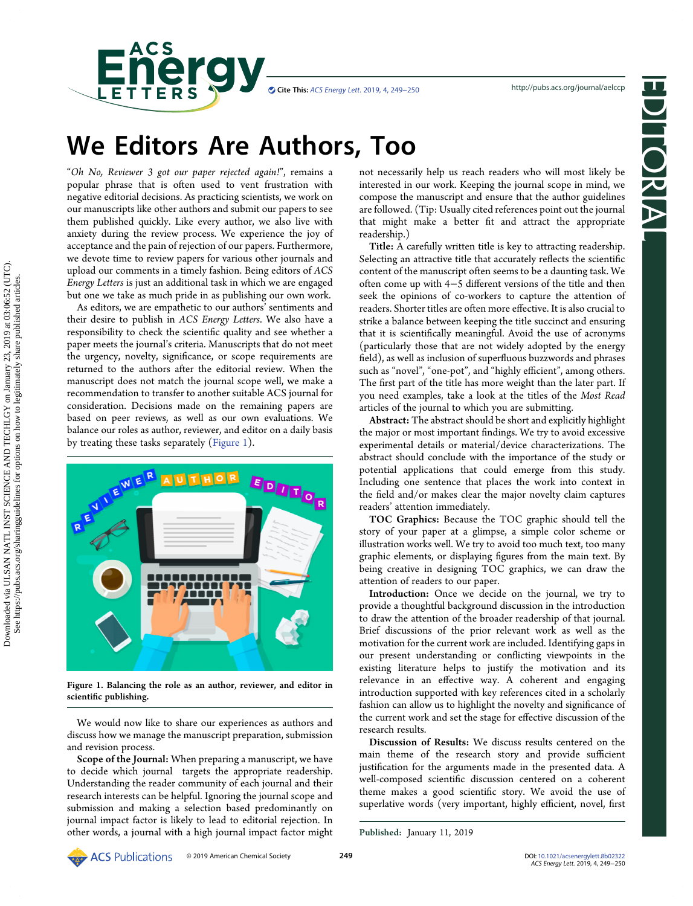# We Editors Are Authors, Too

"*Oh No, Reviewer 3 got our paper rejected again!*", remains a popular phrase that is often used to vent frustration with negative editorial decisions. As practicing scientists, we work on our manuscripts like other authors and submit our papers to see them published quickly. Like every author, we also live with anxiety during the review process. We experience the joy of acceptance and the pain of rejection of our papers. Furthermore, we devote time to review papers for various other journals and upload our comments in a timely fashion. Being editors of *ACS Energy Letters* is just an additional task in which we are engaged but one we take as much pride in as publishing our own work.

As editors, we are empathetic to our authors' sentiments and their desire to publish in *ACS Energy Letters*. We also have a responsibility to check the scientific quality and see whether a paper meets the journal's criteria. Manuscripts that do not meet the urgency, novelty, significance, or scope requirements are returned to the authors after the editorial review. When the manuscript does not match the journal scope well, we make a recommendation to transfer to another suitable ACS journal for consideration. Decisions made on the remaining papers are based on peer reviews, as well as our own evaluations. We balance our roles as author, reviewer, and editor on a daily basis by treating these tasks separately (Figure 1).

**Figure 1. Balancing the role as an author, reviewer, and editor in scientific publishing.**

We would now like to share our experiences as authors and discuss how we manage the manuscript preparation, submission and revision process.

**Scope of the Journal:** When preparing a manuscript, we have to decide which journal targets the appropriate readership. Understanding the reader community of each journal and their research interests can be helpful. Ignoring the journal scope and submission and making a selection based predominantly on journal impact factor is likely to lead to editorial rejection. In other words, a journal with a high journal impact factor might not necessarily help us reach readers who will most likely be interested in our work. Keeping the journal scope in mind, we compose the manuscript and ensure that the author guidelines are followed. (Tip: Usually cited references point out the journal that might make a better fit and attract the appropriate readership.)

**Title:** A carefully written title is key to attracting readership. Selecting an attractive title that accurately reflects the scientific content of the manuscript often seems to be a daunting task. We often come up with 4−5 different versions of the title and then seek the opinions of co-workers to capture the attention of readers. Shorter titles are often more effective. It is also crucial to strike a balance between keeping the title succinct and ensuring that it is scientifically meaningful. Avoid the use of acronyms (particularly those that are not widely adopted by the energy field), as well as inclusion of superfluous buzzwords and phrases such as "novel", "one-pot", and "highly efficient", among others. The first part of the title has more weight than the later part. If you need examples, take a look at the titles of the *Most Read* articles of the journal to which you are submitting.

**Abstract:** The abstract should be short and explicitly highlight the major or most important findings. We try to avoid excessive experimental details or material/device characterizations. The abstract should conclude with the importance of the study or potential applications that could emerge from this study. Including one sentence that places the work into context in the field and/or makes clear the major novelty claim captures readers' attention immediately.

**TOC Graphics:** Because the TOC graphic should tell the story of your paper at a glimpse, a simple color scheme or illustration works well. We try to avoid too much text, too many graphic elements, or displaying figures from the main text. By being creative in designing TOC graphics, we can draw the attention of readers to our paper.

**Introduction:** Once we decide on the journal, we try to provide a thoughtful background discussion in the introduction to draw the attention of the broader readership of that journal. Brief discussions of the prior relevant work as well as the motivation for the current work are included. Identifying gaps in our present understanding or conflicting viewpoints in the existing literature helps to justify the motivation and its relevance in an effective way. A coherent and engaging introduction supported with key references cited in a scholarly fashion can allow us to highlight the novelty and significance of the current work and set the stage for effective discussion of the research results.

**Discussion of Results:** We discuss results centered on the main theme of the research story and provide sufficient justification for the arguments made in the presented data. A well-composed scientific discussion centered on a coherent theme makes a good scientific story. We avoid the use of superlative words (very important, highly efficient, novel, first

**Published:** January 11, 2019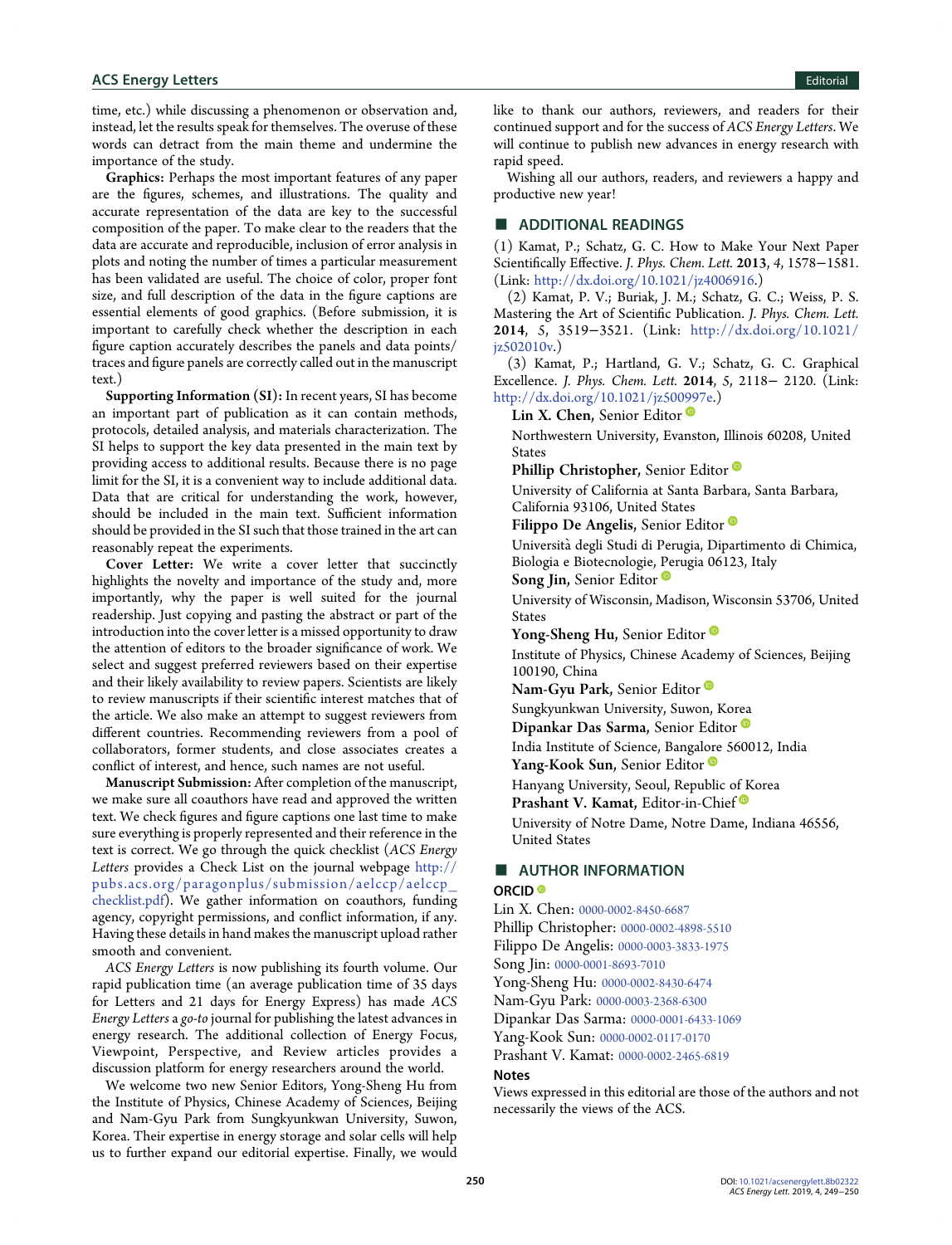time, etc.) while discussing a phenomenon or observation and, instead, let the results speak for themselves. The overuse of these words can detract from the main theme and undermine the importance of the study.

**Graphics:** Perhaps the most important features of any paper are the figures, schemes, and illustrations. The quality and accurate representation of the data are key to the successful composition of the paper. To make clear to the readers that the data are accurate and reproducible, inclusion of error analysis in plots and noting the number of times a particular measurement has been validated are useful. The choice of color, proper font size, and full description of the data in the figure captions are essential elements of good graphics. (Before submission, it is important to carefully check whether the description in each figure caption accurately describes the panels and data points/traces and figure panels are correctly called out in the manuscript text.)

**Supporting Information (SI):** In recent years, SI has become an important part of publication as it can contain methods, protocols, detailed analysis, and materials characterization. The SI helps to support the key data presented in the main text by providing access to additional results. Because there is no page limit for the SI, it is a convenient way to include additional data. Data that are critical for understanding the work, however, should be included in the main text. Sufficient information should be provided in the SI such that those trained in the art can reasonably repeat the experiments.

**Cover Letter:** We write a cover letter that succinctly highlights the novelty and importance of the study and, more importantly, why the paper is well suited for the journal readership. Just copying and pasting the abstract or part of the introduction into the cover letter is a missed opportunity to draw the attention of editors to the broader significance of work. We select and suggest preferred reviewers based on their expertise and their likely availability to review papers. Scientists are likely to review manuscripts if their scientific interest matches that of the article. We also make an attempt to suggest reviewers from different countries. Recommending reviewers from a pool of collaborators, former students, and close associates creates a conflict of interest, and hence, such names are not useful.

**Manuscript Submission:** After completion of the manuscript, we make sure all coauthors have read and approved the written text. We check figures and figure captions one last time to make sure everything is properly represented and their reference in the text is correct. We go through the quick checklist (*ACS Energy Letters* provides a Check List on the journal webpage http://pubs.acs.org/paragonplus/submission/aelccp/aelccp_checklist.pdf). We gather information on coauthors, funding agency, copyright permissions, and conflict information, if any. Having these details in hand makes the manuscript upload rather smooth and convenient.

*ACS Energy Letters* is now publishing its fourth volume. Our rapid publication time (an average publication time of 35 days for Letters and 21 days for Energy Express) has made *ACS Energy Letters* a *go-to* journal for publishing the latest advances in energy research. The additional collection of Energy Focus, Viewpoint, Perspective, and Review articles provides a discussion platform for energy researchers around the world.

We welcome two new Senior Editors, Yong-Sheng Hu from the Institute of Physics, Chinese Academy of Sciences, Beijing and Nam-Gyu Park from Sungkyunkwan University, Suwon, Korea. Their expertise in energy storage and solar cells will help us to further expand our editorial expertise. Finally, we would like to thank our authors, reviewers, and readers for their continued support and for the success of *ACS Energy Letters*. We will continue to publish new advances in energy research with rapid speed.

Wishing all our authors, readers, and reviewers a happy and productive new year!

## ■ ADDITIONAL READINGS

(1) Kamat, P.; Schatz, G. C. How to Make Your Next Paper Scientifically Effective. *J. Phys. Chem. Lett.* **2013**, *4*, 1578−1581. (Link: http://dx.doi.org/10.1021/jz4006916.)

(2) Kamat, P. V.; Buriak, J. M.; Schatz, G. C.; Weiss, P. S. Mastering the Art of Scientific Publication. *J. Phys. Chem. Lett.* **2014**, *5*, 3519−3521. (Link: http://dx.doi.org/10.1021/jz502010v.)

(3) Kamat, P.; Hartland, G. V.; Schatz, G. C. Graphical Excellence. *J. Phys. Chem. Lett.* **2014**, *5*, 2118− 2120. (Link: http://dx.doi.org/10.1021/jz500997e.)

**Lin X. Chen**, Senior Editor
Northwestern University, Evanston, Illinois 60208, United States

**Phillip Christopher**, Senior Editor
University of California at Santa Barbara, Santa Barbara, California 93106, United States

**Filippo De Angelis**, Senior Editor
Università degli Studi di Perugia, Dipartimento di Chimica, Biologia e Biotecnologie, Perugia 06123, Italy

**Song Jin**, Senior Editor
University of Wisconsin, Madison, Wisconsin 53706, United States

**Yong-Sheng Hu**, Senior Editor
Institute of Physics, Chinese Academy of Sciences, Beijing 100190, China

**Nam-Gyu Park**, Senior Editor
Sungkyunkwan University, Suwon, Korea

**Dipankar Das Sarma**, Senior Editor
India Institute of Science, Bangalore 560012, India

**Yang-Kook Sun**, Senior Editor
Hanyang University, Seoul, Republic of Korea

**Prashant V. Kamat**, Editor-in-Chief
University of Notre Dame, Notre Dame, Indiana 46556, United States

## ■ AUTHOR INFORMATION

### ORCID

Lin X. Chen: 0000-0002-8450-6687
Phillip Christopher: 0000-0002-4898-5510
Filippo De Angelis: 0000-0003-3833-1975
Song Jin: 0000-0001-8693-7010
Yong-Sheng Hu: 0000-0002-8430-6474
Nam-Gyu Park: 0000-0003-2368-6300
Dipankar Das Sarma: 0000-0001-6433-1069
Yang-Kook Sun: 0000-0002-0117-0170
Prashant V. Kamat: 0000-0002-2465-6819

### Notes

Views expressed in this editorial are those of the authors and not necessarily the views of the ACS.